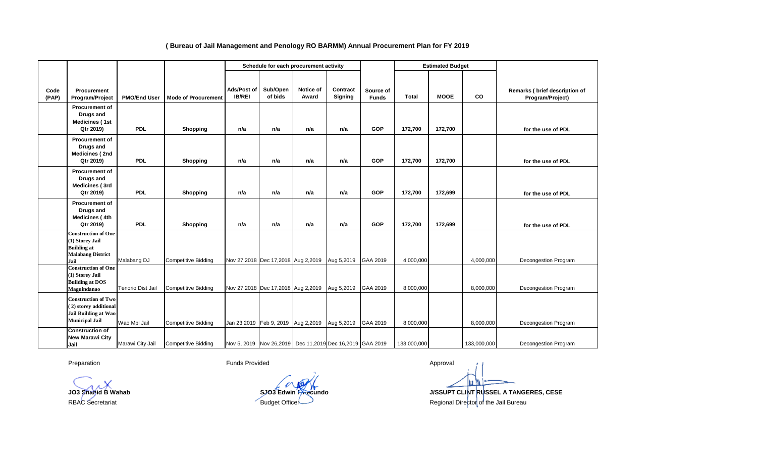## ( Bureau of Jail Management and Penology RO BARMM) Annual Procurement Plan for FY 2019

| Code (PAP) | Procurement Program/Project | PMO/End User | Mode of Procurement | Schedule for each procurement activity | | | | Source of Funds | Estimated Budget | | | Remarks ( brief description of Program/Project) |
|---|---|---|---|---|---|---|---|---|---|---|---|---|
| | | | | Ads/Post of IB/REI | Sub/Open of bids | Notice of Award | Contract Signing | | Total | MOOE | CO | |
| | Procurement of Drugs and Medicines ( 1st Qtr 2019) | PDL | Shopping | n/a | n/a | n/a | n/a | GOP | 172,700 | 172,700 | | for the use of PDL |
| | Procurement of Drugs and Medicines ( 2nd Qtr 2019) | PDL | Shopping | n/a | n/a | n/a | n/a | GOP | 172,700 | 172,700 | | for the use of PDL |
| | Procurement of Drugs and Medicines ( 3rd Qtr 2019) | PDL | Shopping | n/a | n/a | n/a | n/a | GOP | 172,700 | 172,699 | | for the use of PDL |
| | Procurement of Drugs and Medicines ( 4th Qtr 2019) | PDL | Shopping | n/a | n/a | n/a | n/a | GOP | 172,700 | 172,699 | | for the use of PDL |
| | Construction of One (1) Storey Jail Building at Malabang District Jail | Malabang DJ | Competitive Bidding | Nov 27,2018 | Dec 17,2018 | Aug 2,2019 | Aug 5,2019 | GAA 2019 | 4,000,000 | | 4,000,000 | Decongestion Program |
| | Construction of One (1) Storey Jail Building at DOS Maguindanao | Tenorio Dist Jail | Competitive Bidding | Nov 27,2018 | Dec 17,2018 | Aug 2,2019 | Aug 5,2019 | GAA 2019 | 8,000,000 | | 8,000,000 | Decongestion Program |
| | Construction of Two ( 2) storey additional Jail Building at Wao Municipal Jail | Wao Mpl Jail | Competitive Bidding | Jan 23,2019 | Feb 9, 2019 | Aug 2,2019 | Aug 5,2019 | GAA 2019 | 8,000,000 | | 8,000,000 | Decongestion Program |
| | Construction of New Marawi City Jail | Marawi City Jail | Competitive Bidding | Nov 5, 2019 | Nov 26,2019 | Dec 11,2019 | Dec 16,2019 | GAA 2019 | 133,000,000 | | 133,000,000 | Decongestion Program |

Preparation

**JO3 Shahid B Wahab**
RBAC Secretariat

Funds Provided

**SJO3 Edwin F Fecundo**
Budget Officer

Approval

**J/SSUPT CLINT RUSSEL A TANGERES, CESE**
Regional Director of the Jail Bureau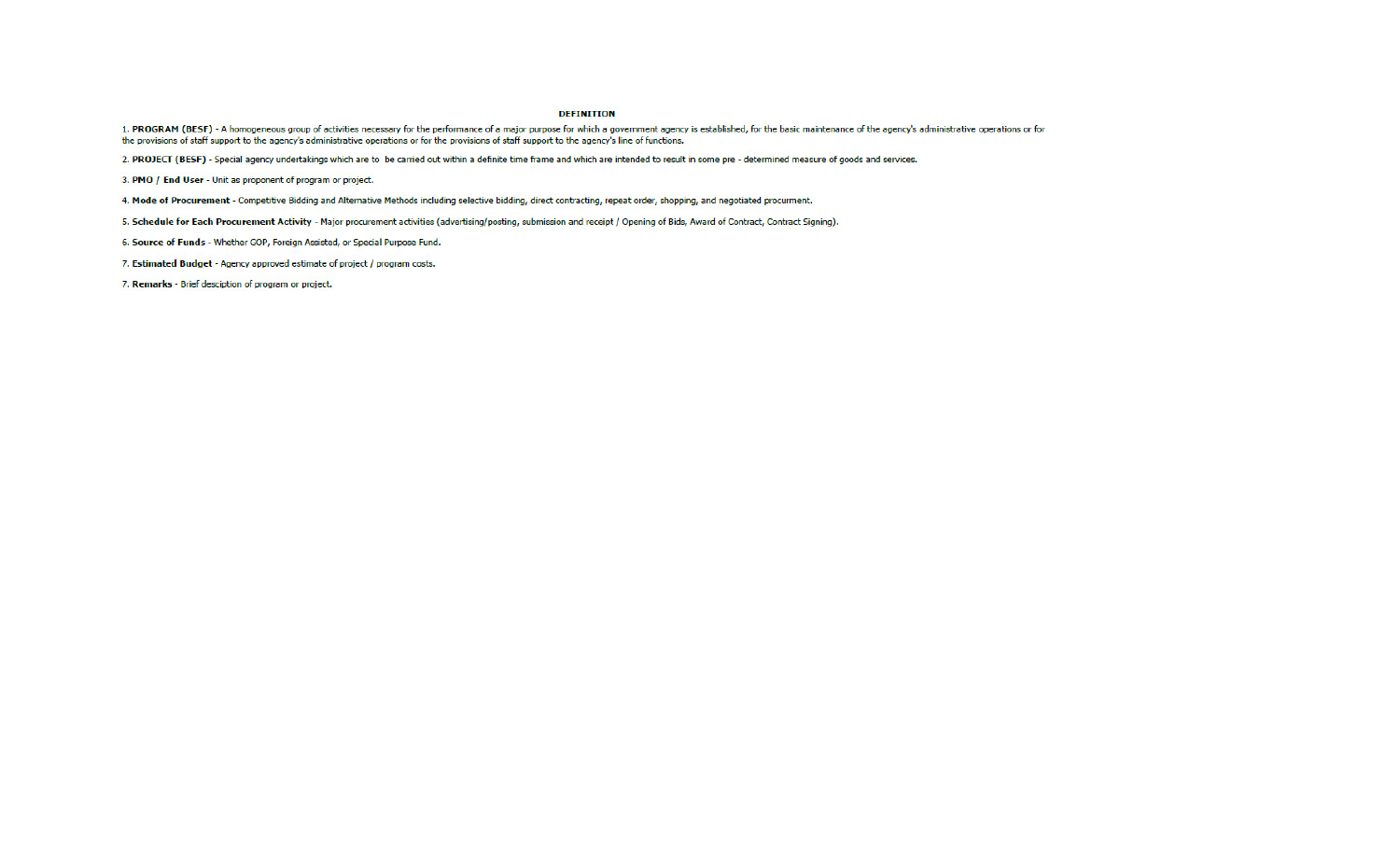**DEFINITION**

1. **PROGRAM (BESF)** - A homogeneous group of activities necessary for the performance of a major purpose for which a government agency is established, for the basic maintenance of the agency's administrative operations or for the provisions of staff support to the agency's administrative operations or for the provisions of staff support to the agency's line of functions.

2. **PROJECT (BESF)** - Special agency undertakings which are to be carried out within a definite time frame and which are intended to result in some pre - determined measure of goods and services.

3. **PMO / End User** - Unit as proponent of program or project.

4. **Mode of Procurement** - Competitive Bidding and Alternative Methods including selective bidding, direct contracting, repeat order, shopping, and negotiated procurment.

5. **Schedule for Each Procurement Activity** - Major procurement activities (advertising/posting, submission and receipt / Opening of Bids, Award of Contract, Contract Signing).

6. **Source of Funds** - Whether GOP, Foreign Assisted, or Special Purpose Fund.

7. **Estimated Budget** - Agency approved estimate of project / program costs.

7. **Remarks** - Brief desciption of program or project.